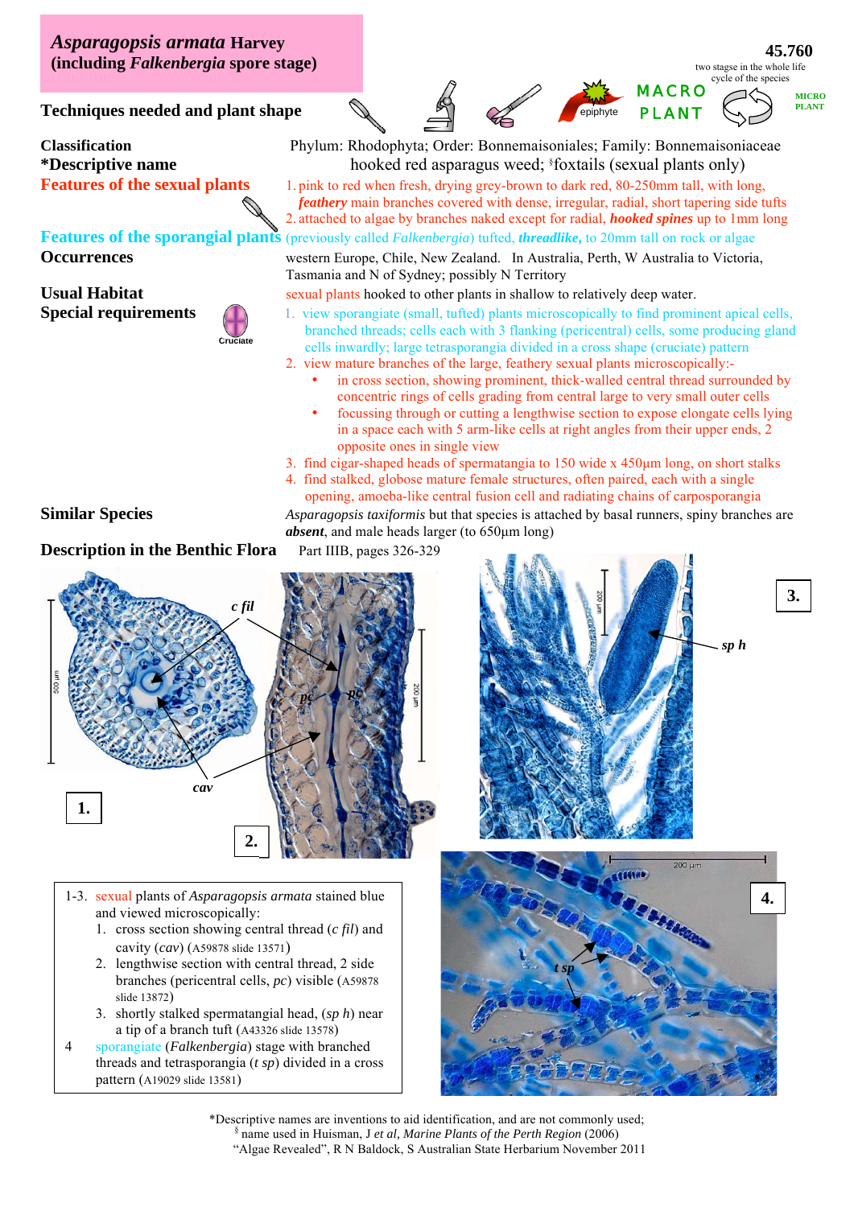# *Asparagopsis armata* Harvey (including *Falkenbergia* spore stage)

**45.760**

two stagse in the whole life cycle of the species

MACRO PLANT — MICRO PLANT

epiphyte

**Techniques needed and plant shape**

**Classification** Phylum: Rhodophyta; Order: Bonnemaisoniales; Family: Bonnemaisoniaceae

***Descriptive name** hooked red asparagus weed; §foxtails (sexual plants only)

**Features of the sexual plants**
1. pink to red when fresh, drying grey-brown to dark red, 80-250mm tall, with long, ***feathery*** main branches covered with dense, irregular, radial, short tapering side tufts
2. attached to algae by branches naked except for radial, ***hooked spines*** up to 1mm long

**Features of the sporangial plants** (previously called *Falkenbergia*) tufted, ***threadlike,*** to 20mm tall on rock or algae

**Occurrences** western Europe, Chile, New Zealand. In Australia, Perth, W Australia to Victoria, Tasmania and N of Sydney; possibly N Territory

**Usual Habitat** sexual plants hooked to other plants in shallow to relatively deep water.

**Special requirements** (Cruciate)
1. view sporangiate (small, tufted) plants microscopically to find prominent apical cells, branched threads; cells each with 3 flanking (pericentral) cells, some producing gland cells inwardly; large tetrasporangia divided in a cross shape (cruciate) pattern
2. view mature branches of the large, feathery sexual plants microscopically:-
   - in cross section, showing prominent, thick-walled central thread surrounded by concentric rings of cells grading from central large to very small outer cells
   - focussing through or cutting a lengthwise section to expose elongate cells lying in a space each with 5 arm-like cells at right angles from their upper ends, 2 opposite ones in single view
3. find cigar-shaped heads of spermatangia to 150 wide x 450µm long, on short stalks
4. find stalked, globose mature female structures, often paired, each with a single opening, amoeba-like central fusion cell and radiating chains of carposporangia

**Similar Species** *Asparagopsis taxiformis* but that species is attached by basal runners, spiny branches are ***absent***, and male heads larger (to 650µm long)

**Description in the Benthic Flora** Part IIIB, pages 326-329

1-3. sexual plants of *Asparagopsis armata* stained blue and viewed microscopically:
1. cross section showing central thread (*c fil*) and cavity (*cav*) (A59878 slide 13571)
2. lengthwise section with central thread, 2 side branches (pericentral cells, *pc*) visible (A59878 slide 13872)
3. shortly stalked spermatangial head, (*sp h*) near a tip of a branch tuft (A43326 slide 13578)

4 sporangiate (*Falkenbergia*) stage with branched threads and tetrasporangia (*t sp*) divided in a cross pattern (A19029 slide 13581)

*Descriptive names are inventions to aid identification, and are not commonly used;
§ name used in Huisman, J *et al*, *Marine Plants of the Perth Region* (2006)
"Algae Revealed", R N Baldock, S Australian State Herbarium November 2011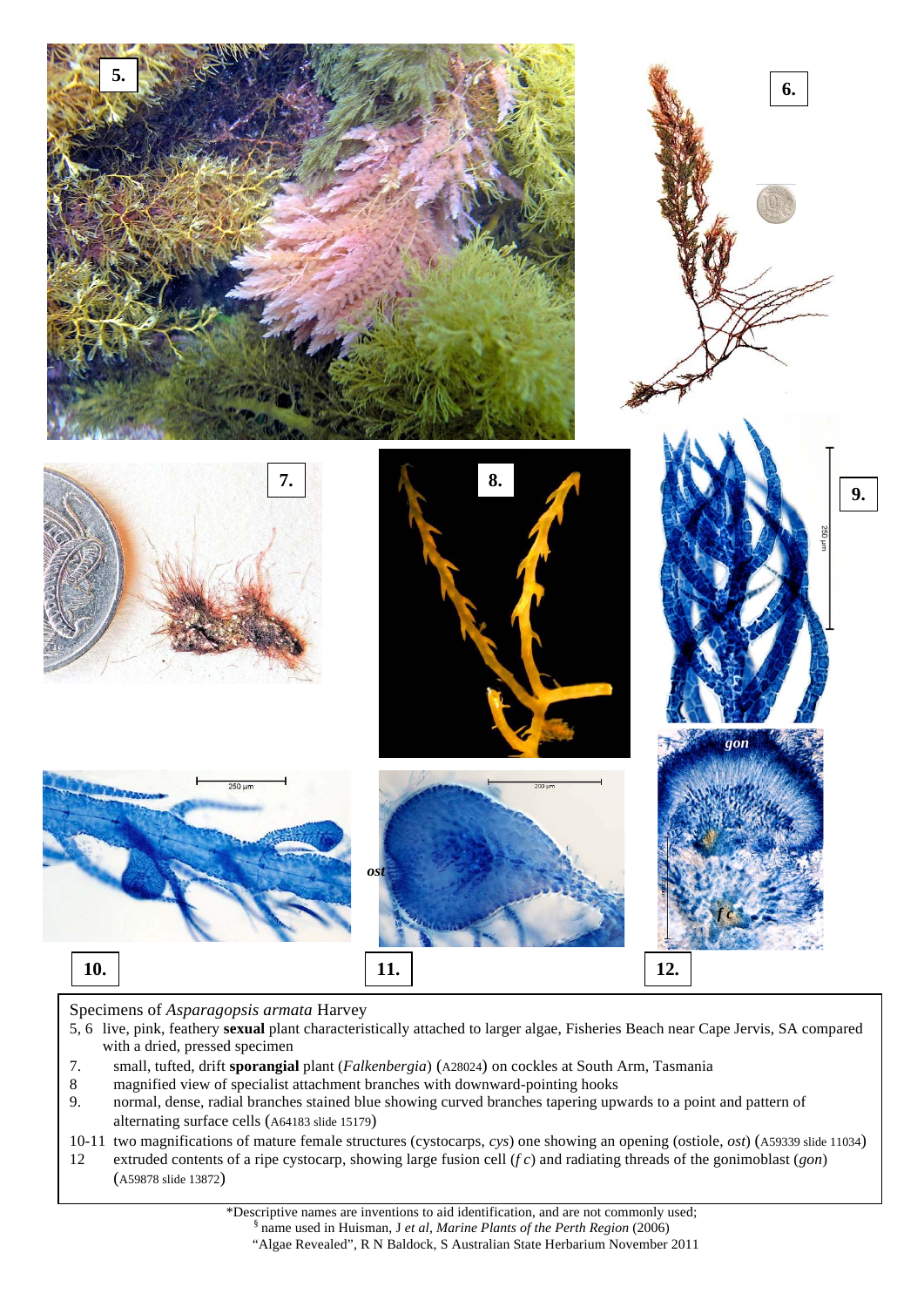Specimens of *Asparagopsis armata* Harvey

5, 6 live, pink, feathery **sexual** plant characteristically attached to larger algae, Fisheries Beach near Cape Jervis, SA compared with a dried, pressed specimen

7. small, tufted, drift **sporangial** plant (*Falkenbergia*) (A28024) on cockles at South Arm, Tasmania

8 magnified view of specialist attachment branches with downward-pointing hooks

9. normal, dense, radial branches stained blue showing curved branches tapering upwards to a point and pattern of alternating surface cells (A64183 slide 15179)

10-11 two magnifications of mature female structures (cystocarps, *cys*) one showing an opening (ostiole, *ost*) (A59339 slide 11034)

12 extruded contents of a ripe cystocarp, showing large fusion cell (*f c*) and radiating threads of the gonimoblast (*gon*) (A59878 slide 13872)

*Descriptive names are inventions to aid identification, and are not commonly used;
§ name used in Huisman, J *et al*, *Marine Plants of the Perth Region* (2006)
"Algae Revealed", R N Baldock, S Australian State Herbarium November 2011